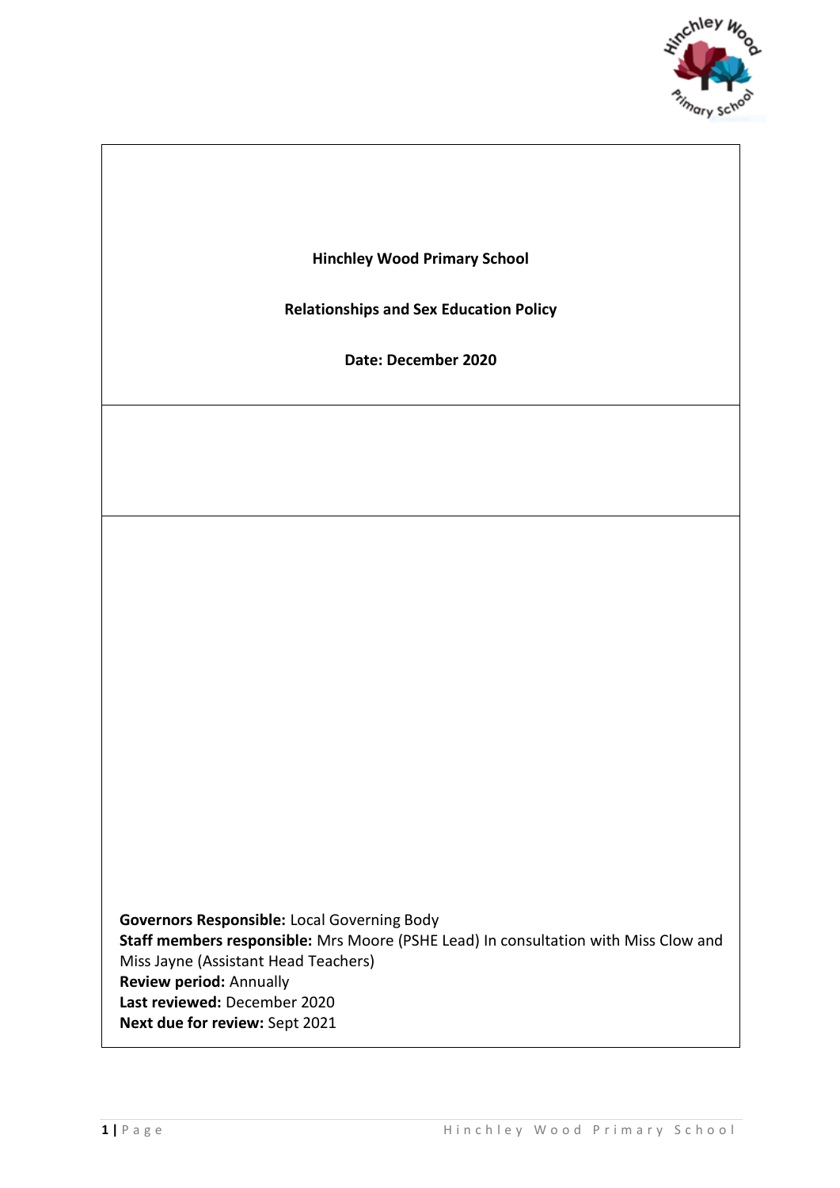**Hinchley Wood Primary School**

**Relationships and Sex Education Policy**

**Date: December 2020**

**Governors Responsible:** Local Governing Body
**Staff members responsible:** Mrs Moore (PSHE Lead) In consultation with Miss Clow and Miss Jayne (Assistant Head Teachers)
**Review period:** Annually
**Last reviewed:** December 2020
**Next due for review:** Sept 2021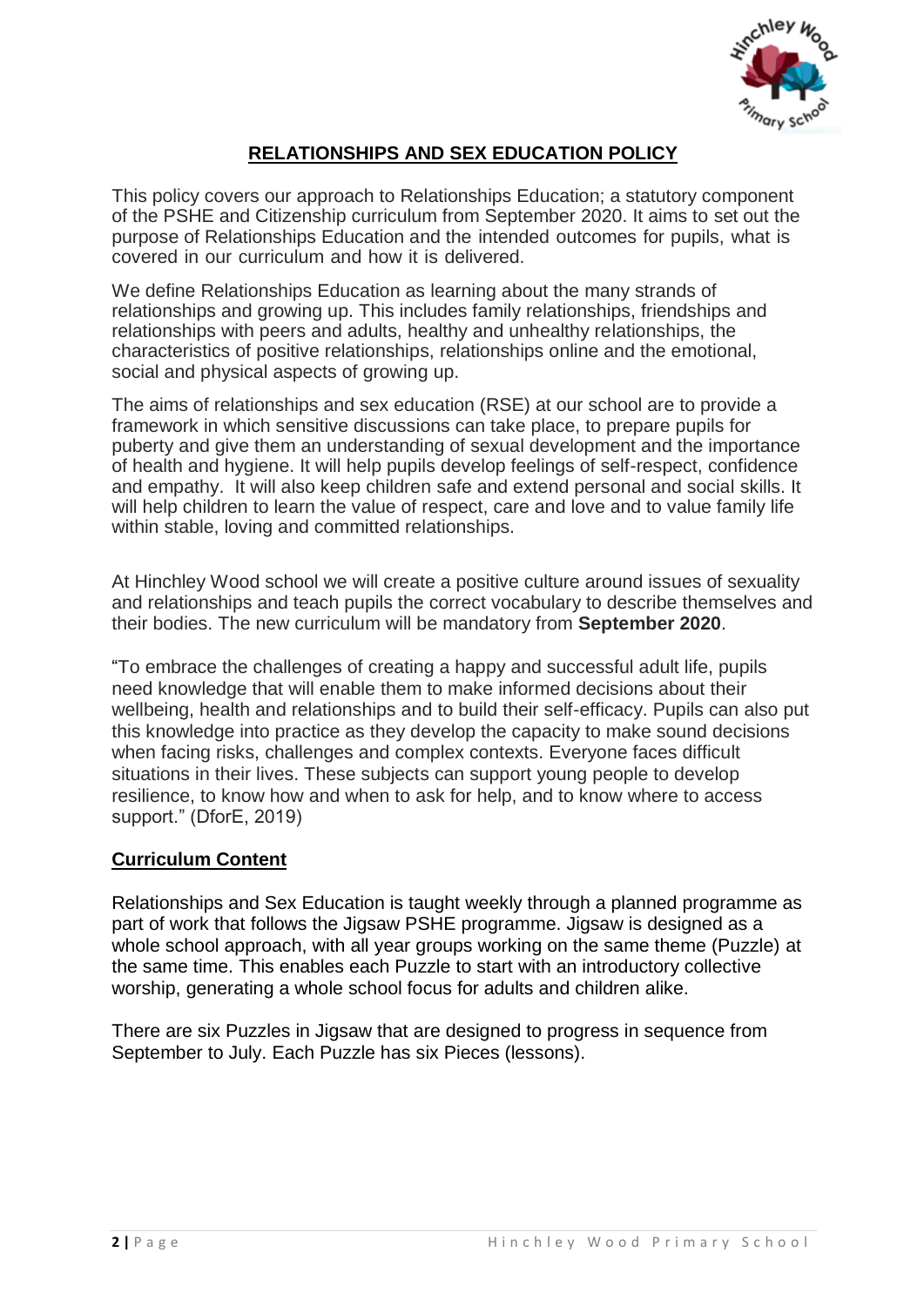# RELATIONSHIPS AND SEX EDUCATION POLICY

This policy covers our approach to Relationships Education; a statutory component of the PSHE and Citizenship curriculum from September 2020. It aims to set out the purpose of Relationships Education and the intended outcomes for pupils, what is covered in our curriculum and how it is delivered.

We define Relationships Education as learning about the many strands of relationships and growing up. This includes family relationships, friendships and relationships with peers and adults, healthy and unhealthy relationships, the characteristics of positive relationships, relationships online and the emotional, social and physical aspects of growing up.

The aims of relationships and sex education (RSE) at our school are to provide a framework in which sensitive discussions can take place, to prepare pupils for puberty and give them an understanding of sexual development and the importance of health and hygiene. It will help pupils develop feelings of self-respect, confidence and empathy. It will also keep children safe and extend personal and social skills. It will help children to learn the value of respect, care and love and to value family life within stable, loving and committed relationships.

At Hinchley Wood school we will create a positive culture around issues of sexuality and relationships and teach pupils the correct vocabulary to describe themselves and their bodies. The new curriculum will be mandatory from **September 2020**.

"To embrace the challenges of creating a happy and successful adult life, pupils need knowledge that will enable them to make informed decisions about their wellbeing, health and relationships and to build their self-efficacy. Pupils can also put this knowledge into practice as they develop the capacity to make sound decisions when facing risks, challenges and complex contexts. Everyone faces difficult situations in their lives. These subjects can support young people to develop resilience, to know how and when to ask for help, and to know where to access support." (DforE, 2019)

## Curriculum Content

Relationships and Sex Education is taught weekly through a planned programme as part of work that follows the Jigsaw PSHE programme. Jigsaw is designed as a whole school approach, with all year groups working on the same theme (Puzzle) at the same time. This enables each Puzzle to start with an introductory collective worship, generating a whole school focus for adults and children alike.

There are six Puzzles in Jigsaw that are designed to progress in sequence from September to July. Each Puzzle has six Pieces (lessons).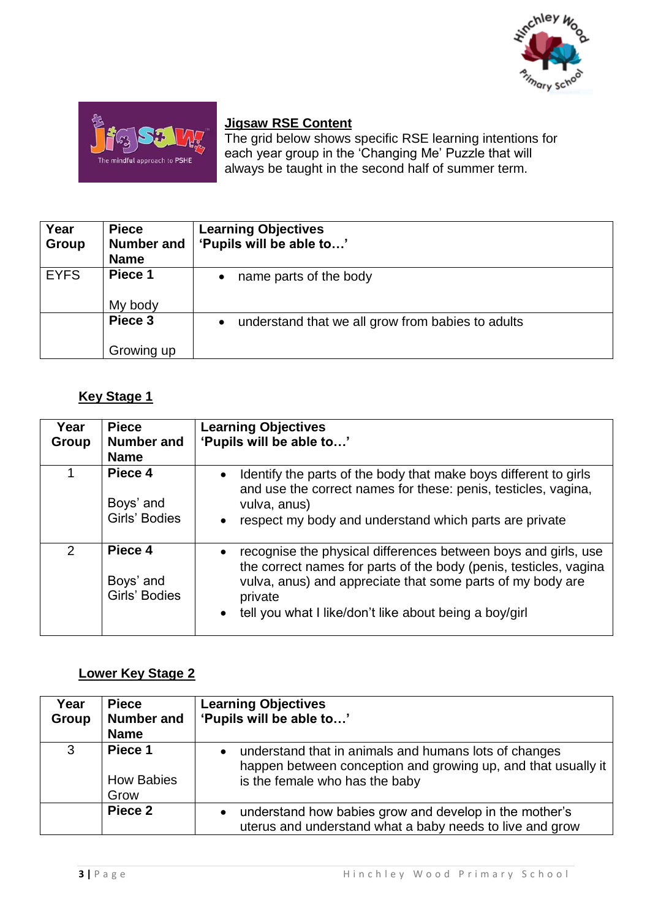## Jigsaw RSE Content

The grid below shows specific RSE learning intentions for each year group in the 'Changing Me' Puzzle that will always be taught in the second half of summer term.

| Year Group | Piece Number and Name | Learning Objectives 'Pupils will be able to…' |
|---|---|---|
| EYFS | **Piece 1** My body | • name parts of the body |
| | **Piece 3** Growing up | • understand that we all grow from babies to adults |

### Key Stage 1

| Year Group | Piece Number and Name | Learning Objectives 'Pupils will be able to…' |
|---|---|---|
| 1 | **Piece 4** Boys' and Girls' Bodies | • Identify the parts of the body that make boys different to girls and use the correct names for these: penis, testicles, vagina, vulva, anus) • respect my body and understand which parts are private |
| 2 | **Piece 4** Boys' and Girls' Bodies | • recognise the physical differences between boys and girls, use the correct names for parts of the body (penis, testicles, vagina vulva, anus) and appreciate that some parts of my body are private • tell you what I like/don't like about being a boy/girl |

### Lower Key Stage 2

| Year Group | Piece Number and Name | Learning Objectives 'Pupils will be able to…' |
|---|---|---|
| 3 | **Piece 1** How Babies Grow | • understand that in animals and humans lots of changes happen between conception and growing up, and that usually it is the female who has the baby |
| | **Piece 2** | • understand how babies grow and develop in the mother's uterus and understand what a baby needs to live and grow |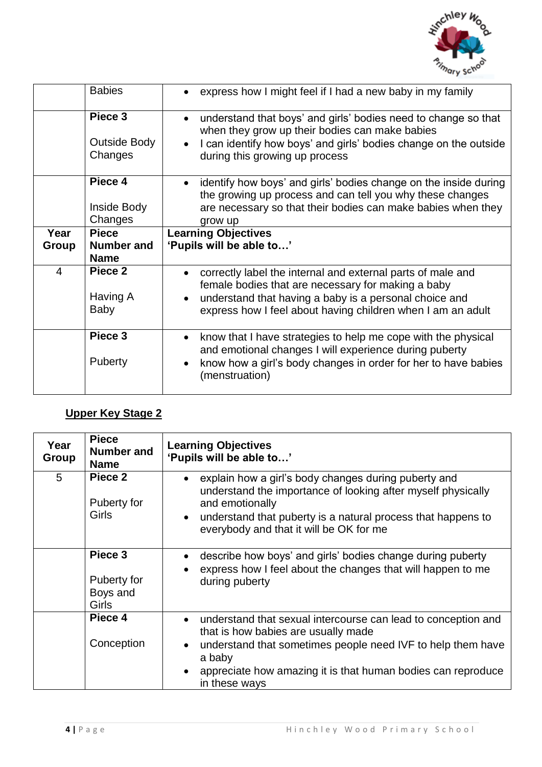| | Babies | • express how I might feel if I had a new baby in my family |
|---|---|---|
| | **Piece 3**<br><br>Outside Body Changes | • understand that boys' and girls' bodies need to change so that when they grow up their bodies can make babies<br>• I can identify how boys' and girls' bodies change on the outside during this growing up process |
| | **Piece 4**<br><br>Inside Body Changes | • identify how boys' and girls' bodies change on the inside during the growing up process and can tell you why these changes are necessary so that their bodies can make babies when they grow up |
| **Year Group** | **Piece Number and Name** | **Learning Objectives 'Pupils will be able to…'** |
| 4 | **Piece 2**<br><br>Having A Baby | • correctly label the internal and external parts of male and female bodies that are necessary for making a baby<br>• understand that having a baby is a personal choice and express how I feel about having children when I am an adult |
| | **Piece 3**<br><br>Puberty | • know that I have strategies to help me cope with the physical and emotional changes I will experience during puberty<br>• know how a girl's body changes in order for her to have babies (menstruation) |

**Upper Key Stage 2**

| Year Group | Piece Number and Name | Learning Objectives 'Pupils will be able to…' |
|---|---|---|
| 5 | **Piece 2**<br><br>Puberty for Girls | • explain how a girl's body changes during puberty and understand the importance of looking after myself physically and emotionally<br>• understand that puberty is a natural process that happens to everybody and that it will be OK for me |
| | **Piece 3**<br><br>Puberty for Boys and Girls | • describe how boys' and girls' bodies change during puberty<br>• express how I feel about the changes that will happen to me during puberty |
| | **Piece 4**<br><br>Conception | • understand that sexual intercourse can lead to conception and that is how babies are usually made<br>• understand that sometimes people need IVF to help them have a baby<br>• appreciate how amazing it is that human bodies can reproduce in these ways |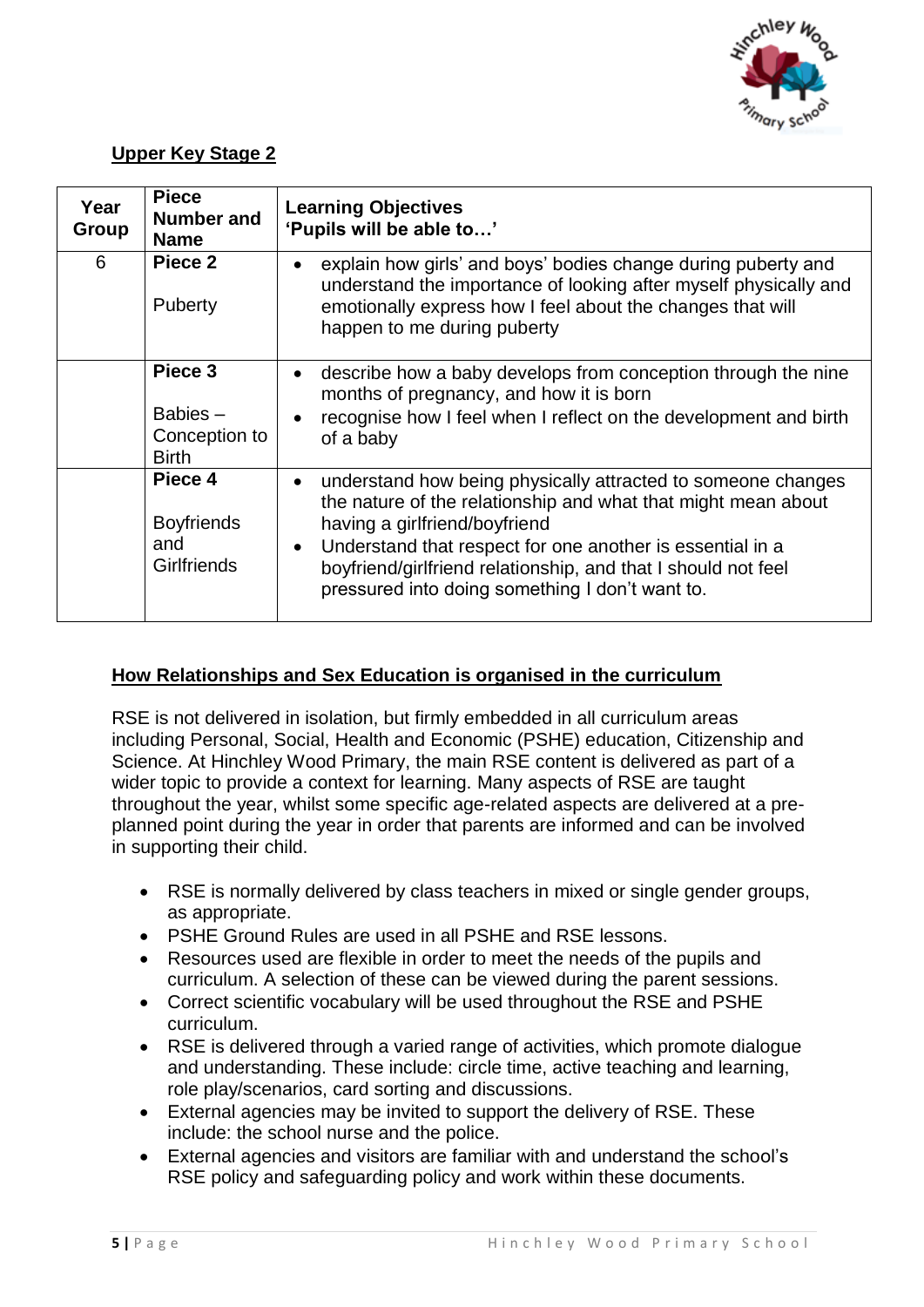## Upper Key Stage 2

| Year Group | Piece Number and Name | Learning Objectives 'Pupils will be able to…' |
|---|---|---|
| 6 | **Piece 2** Puberty | • explain how girls' and boys' bodies change during puberty and understand the importance of looking after myself physically and emotionally express how I feel about the changes that will happen to me during puberty |
| | **Piece 3** Babies – Conception to Birth | • describe how a baby develops from conception through the nine months of pregnancy, and how it is born<br>• recognise how I feel when I reflect on the development and birth of a baby |
| | **Piece 4** Boyfriends and Girlfriends | • understand how being physically attracted to someone changes the nature of the relationship and what that might mean about having a girlfriend/boyfriend<br>• Understand that respect for one another is essential in a boyfriend/girlfriend relationship, and that I should not feel pressured into doing something I don't want to. |

## How Relationships and Sex Education is organised in the curriculum

RSE is not delivered in isolation, but firmly embedded in all curriculum areas including Personal, Social, Health and Economic (PSHE) education, Citizenship and Science. At Hinchley Wood Primary, the main RSE content is delivered as part of a wider topic to provide a context for learning. Many aspects of RSE are taught throughout the year, whilst some specific age-related aspects are delivered at a pre-planned point during the year in order that parents are informed and can be involved in supporting their child.

- RSE is normally delivered by class teachers in mixed or single gender groups, as appropriate.
- PSHE Ground Rules are used in all PSHE and RSE lessons.
- Resources used are flexible in order to meet the needs of the pupils and curriculum. A selection of these can be viewed during the parent sessions.
- Correct scientific vocabulary will be used throughout the RSE and PSHE curriculum.
- RSE is delivered through a varied range of activities, which promote dialogue and understanding. These include: circle time, active teaching and learning, role play/scenarios, card sorting and discussions.
- External agencies may be invited to support the delivery of RSE. These include: the school nurse and the police.
- External agencies and visitors are familiar with and understand the school's RSE policy and safeguarding policy and work within these documents.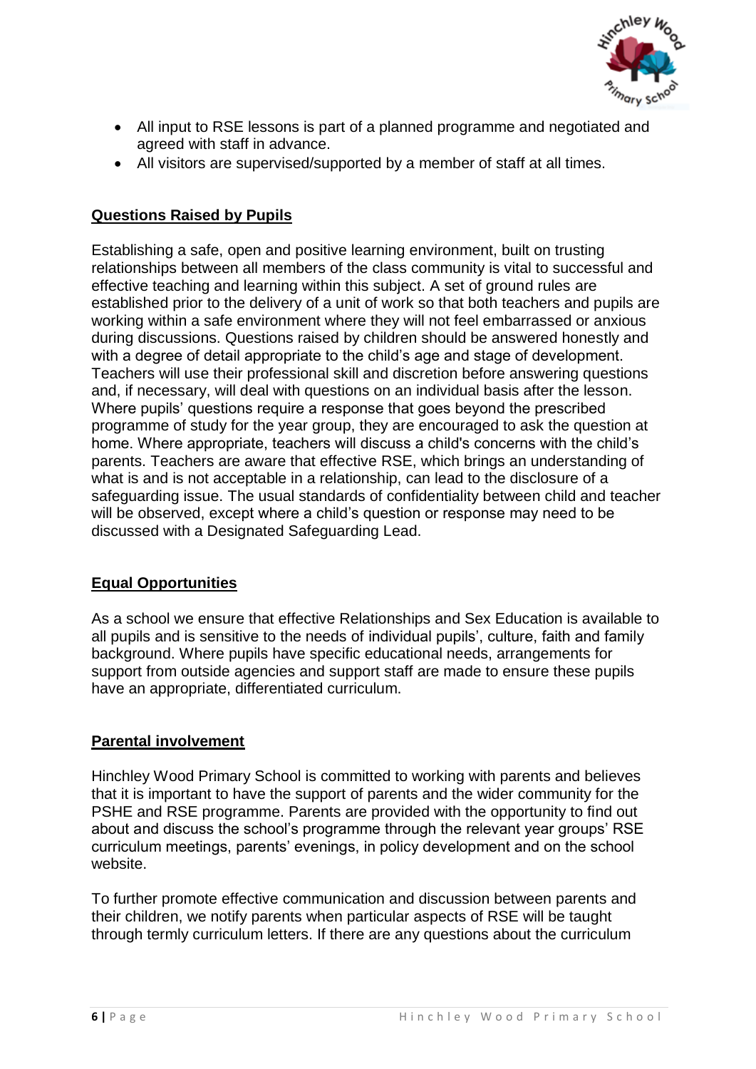- All input to RSE lessons is part of a planned programme and negotiated and agreed with staff in advance.
- All visitors are supervised/supported by a member of staff at all times.

## Questions Raised by Pupils

Establishing a safe, open and positive learning environment, built on trusting relationships between all members of the class community is vital to successful and effective teaching and learning within this subject. A set of ground rules are established prior to the delivery of a unit of work so that both teachers and pupils are working within a safe environment where they will not feel embarrassed or anxious during discussions. Questions raised by children should be answered honestly and with a degree of detail appropriate to the child's age and stage of development. Teachers will use their professional skill and discretion before answering questions and, if necessary, will deal with questions on an individual basis after the lesson. Where pupils' questions require a response that goes beyond the prescribed programme of study for the year group, they are encouraged to ask the question at home. Where appropriate, teachers will discuss a child's concerns with the child's parents. Teachers are aware that effective RSE, which brings an understanding of what is and is not acceptable in a relationship, can lead to the disclosure of a safeguarding issue. The usual standards of confidentiality between child and teacher will be observed, except where a child's question or response may need to be discussed with a Designated Safeguarding Lead.

## Equal Opportunities

As a school we ensure that effective Relationships and Sex Education is available to all pupils and is sensitive to the needs of individual pupils', culture, faith and family background. Where pupils have specific educational needs, arrangements for support from outside agencies and support staff are made to ensure these pupils have an appropriate, differentiated curriculum.

## Parental involvement

Hinchley Wood Primary School is committed to working with parents and believes that it is important to have the support of parents and the wider community for the PSHE and RSE programme. Parents are provided with the opportunity to find out about and discuss the school's programme through the relevant year groups' RSE curriculum meetings, parents' evenings, in policy development and on the school website.

To further promote effective communication and discussion between parents and their children, we notify parents when particular aspects of RSE will be taught through termly curriculum letters. If there are any questions about the curriculum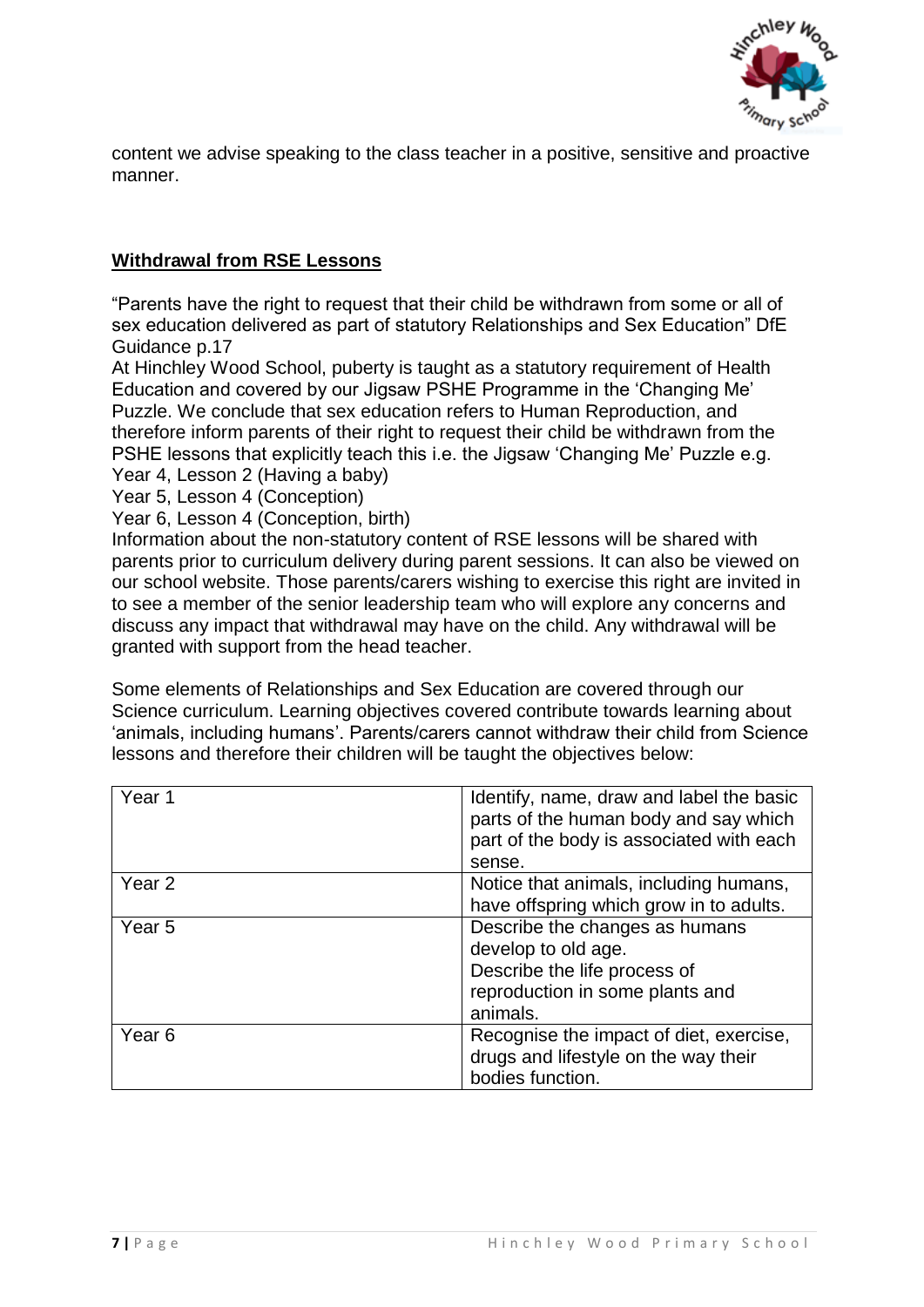content we advise speaking to the class teacher in a positive, sensitive and proactive manner.

## Withdrawal from RSE Lessons

"Parents have the right to request that their child be withdrawn from some or all of sex education delivered as part of statutory Relationships and Sex Education" DfE Guidance p.17

At Hinchley Wood School, puberty is taught as a statutory requirement of Health Education and covered by our Jigsaw PSHE Programme in the 'Changing Me' Puzzle. We conclude that sex education refers to Human Reproduction, and therefore inform parents of their right to request their child be withdrawn from the PSHE lessons that explicitly teach this i.e. the Jigsaw 'Changing Me' Puzzle e.g.

Year 4, Lesson 2 (Having a baby)

Year 5, Lesson 4 (Conception)

Year 6, Lesson 4 (Conception, birth)

Information about the non-statutory content of RSE lessons will be shared with parents prior to curriculum delivery during parent sessions. It can also be viewed on our school website. Those parents/carers wishing to exercise this right are invited in to see a member of the senior leadership team who will explore any concerns and discuss any impact that withdrawal may have on the child. Any withdrawal will be granted with support from the head teacher.

Some elements of Relationships and Sex Education are covered through our Science curriculum. Learning objectives covered contribute towards learning about 'animals, including humans'. Parents/carers cannot withdraw their child from Science lessons and therefore their children will be taught the objectives below:

| | |
|---|---|
| Year 1 | Identify, name, draw and label the basic parts of the human body and say which part of the body is associated with each sense. |
| Year 2 | Notice that animals, including humans, have offspring which grow in to adults. |
| Year 5 | Describe the changes as humans develop to old age.<br>Describe the life process of reproduction in some plants and animals. |
| Year 6 | Recognise the impact of diet, exercise, drugs and lifestyle on the way their bodies function. |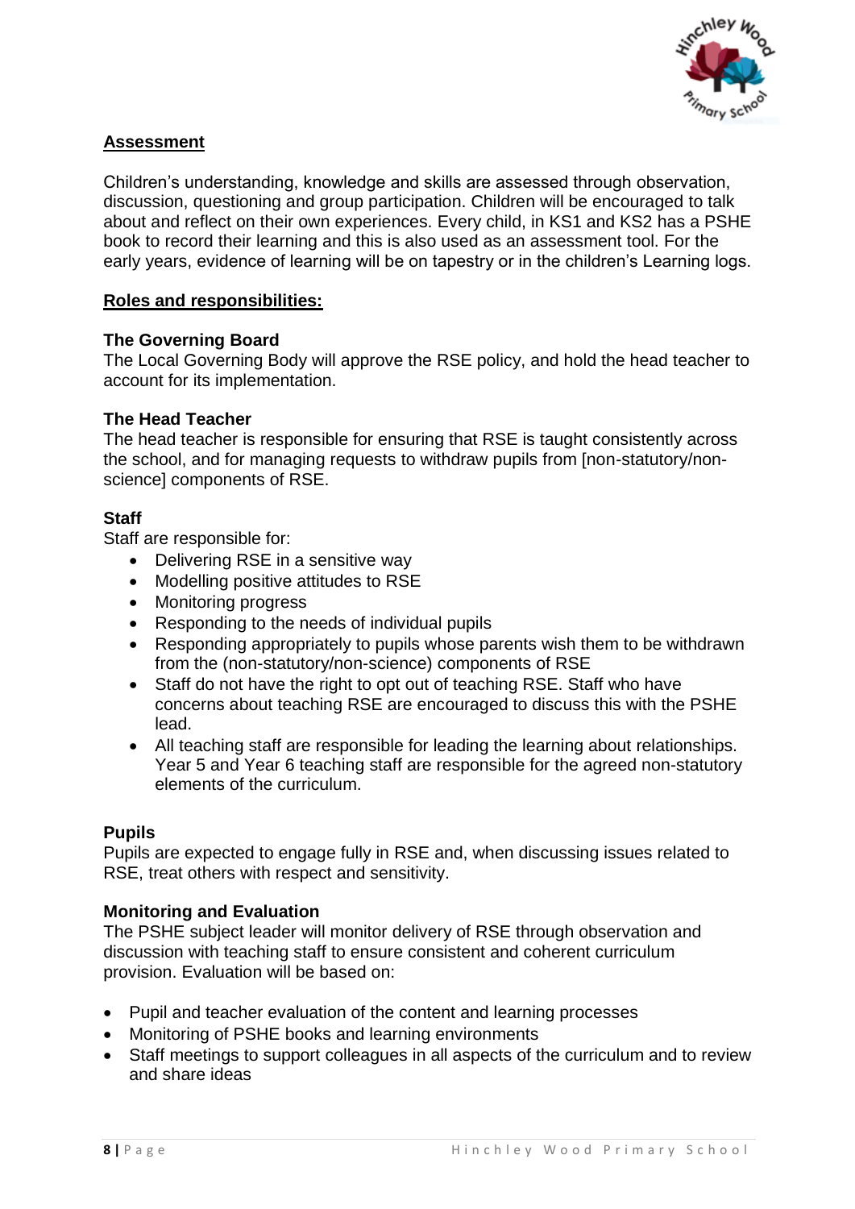## Assessment

Children's understanding, knowledge and skills are assessed through observation, discussion, questioning and group participation. Children will be encouraged to talk about and reflect on their own experiences. Every child, in KS1 and KS2 has a PSHE book to record their learning and this is also used as an assessment tool. For the early years, evidence of learning will be on tapestry or in the children's Learning logs.

## Roles and responsibilities:

### The Governing Board

The Local Governing Body will approve the RSE policy, and hold the head teacher to account for its implementation.

### The Head Teacher

The head teacher is responsible for ensuring that RSE is taught consistently across the school, and for managing requests to withdraw pupils from [non-statutory/non-science] components of RSE.

### Staff

Staff are responsible for:

- Delivering RSE in a sensitive way
- Modelling positive attitudes to RSE
- Monitoring progress
- Responding to the needs of individual pupils
- Responding appropriately to pupils whose parents wish them to be withdrawn from the (non-statutory/non-science) components of RSE
- Staff do not have the right to opt out of teaching RSE. Staff who have concerns about teaching RSE are encouraged to discuss this with the PSHE lead.
- All teaching staff are responsible for leading the learning about relationships. Year 5 and Year 6 teaching staff are responsible for the agreed non-statutory elements of the curriculum.

### Pupils

Pupils are expected to engage fully in RSE and, when discussing issues related to RSE, treat others with respect and sensitivity.

### Monitoring and Evaluation

The PSHE subject leader will monitor delivery of RSE through observation and discussion with teaching staff to ensure consistent and coherent curriculum provision. Evaluation will be based on:

- Pupil and teacher evaluation of the content and learning processes
- Monitoring of PSHE books and learning environments
- Staff meetings to support colleagues in all aspects of the curriculum and to review and share ideas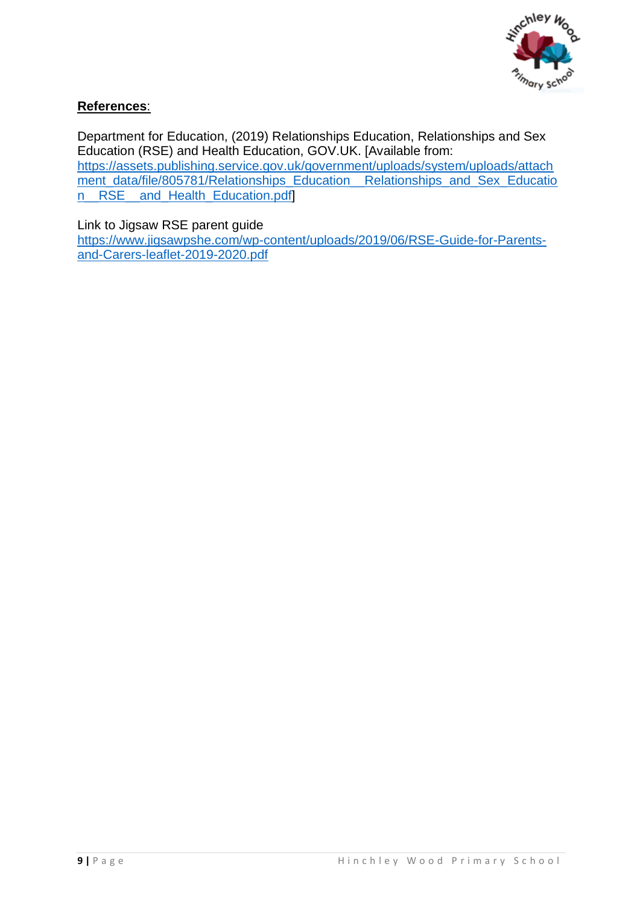**References**:

Department for Education, (2019) Relationships Education, Relationships and Sex Education (RSE) and Health Education, GOV.UK. [Available from: https://assets.publishing.service.gov.uk/government/uploads/system/uploads/attachment_data/file/805781/Relationships_Education__Relationships_and_Sex_Education__RSE__and_Health_Education.pdf]

Link to Jigsaw RSE parent guide
https://www.jigsawpshe.com/wp-content/uploads/2019/06/RSE-Guide-for-Parents-and-Carers-leaflet-2019-2020.pdf